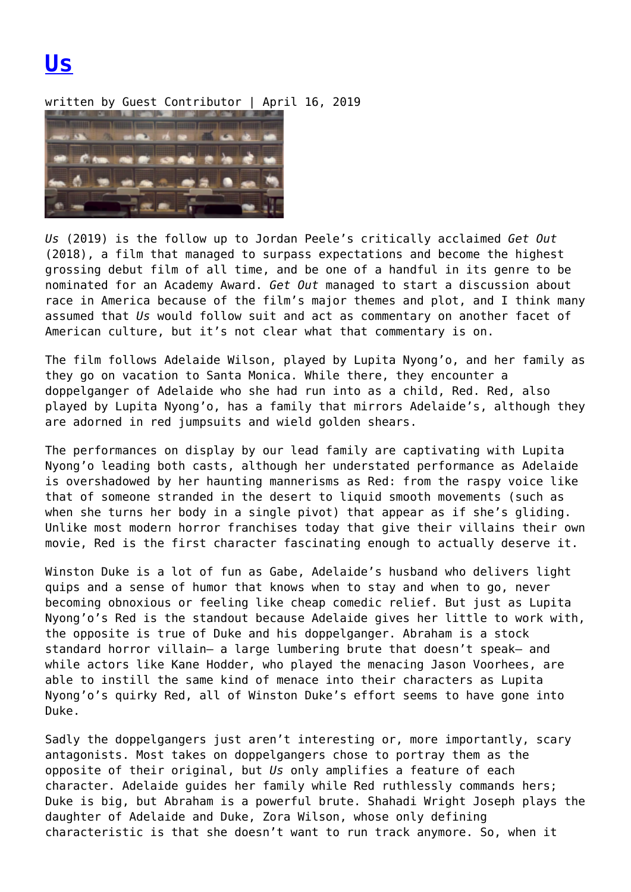# Us

written by Guest Contributor | April 16, 2019

*Us* (2019) is the follow up to Jordan Peele's critically acclaimed *Get Out* (2018), a film that managed to surpass expectations and become the highest grossing debut film of all time, and be one of a handful in its genre to be nominated for an Academy Award. *Get Out* managed to start a discussion about race in America because of the film's major themes and plot, and I think many assumed that *Us* would follow suit and act as commentary on another facet of American culture, but it's not clear what that commentary is on.

The film follows Adelaide Wilson, played by Lupita Nyong'o, and her family as they go on vacation to Santa Monica. While there, they encounter a doppelganger of Adelaide who she had run into as a child, Red. Red, also played by Lupita Nyong'o, has a family that mirrors Adelaide's, although they are adorned in red jumpsuits and wield golden shears.

The performances on display by our lead family are captivating with Lupita Nyong'o leading both casts, although her understated performance as Adelaide is overshadowed by her haunting mannerisms as Red: from the raspy voice like that of someone stranded in the desert to liquid smooth movements (such as when she turns her body in a single pivot) that appear as if she's gliding. Unlike most modern horror franchises today that give their villains their own movie, Red is the first character fascinating enough to actually deserve it.

Winston Duke is a lot of fun as Gabe, Adelaide's husband who delivers light quips and a sense of humor that knows when to stay and when to go, never becoming obnoxious or feeling like cheap comedic relief. But just as Lupita Nyong'o's Red is the standout because Adelaide gives her little to work with, the opposite is true of Duke and his doppelganger. Abraham is a stock standard horror villain— a large lumbering brute that doesn't speak— and while actors like Kane Hodder, who played the menacing Jason Voorhees, are able to instill the same kind of menace into their characters as Lupita Nyong'o's quirky Red, all of Winston Duke's effort seems to have gone into Duke.

Sadly the doppelgangers just aren't interesting or, more importantly, scary antagonists. Most takes on doppelgangers chose to portray them as the opposite of their original, but *Us* only amplifies a feature of each character. Adelaide guides her family while Red ruthlessly commands hers; Duke is big, but Abraham is a powerful brute. Shahadi Wright Joseph plays the daughter of Adelaide and Duke, Zora Wilson, whose only defining characteristic is that she doesn't want to run track anymore. So, when it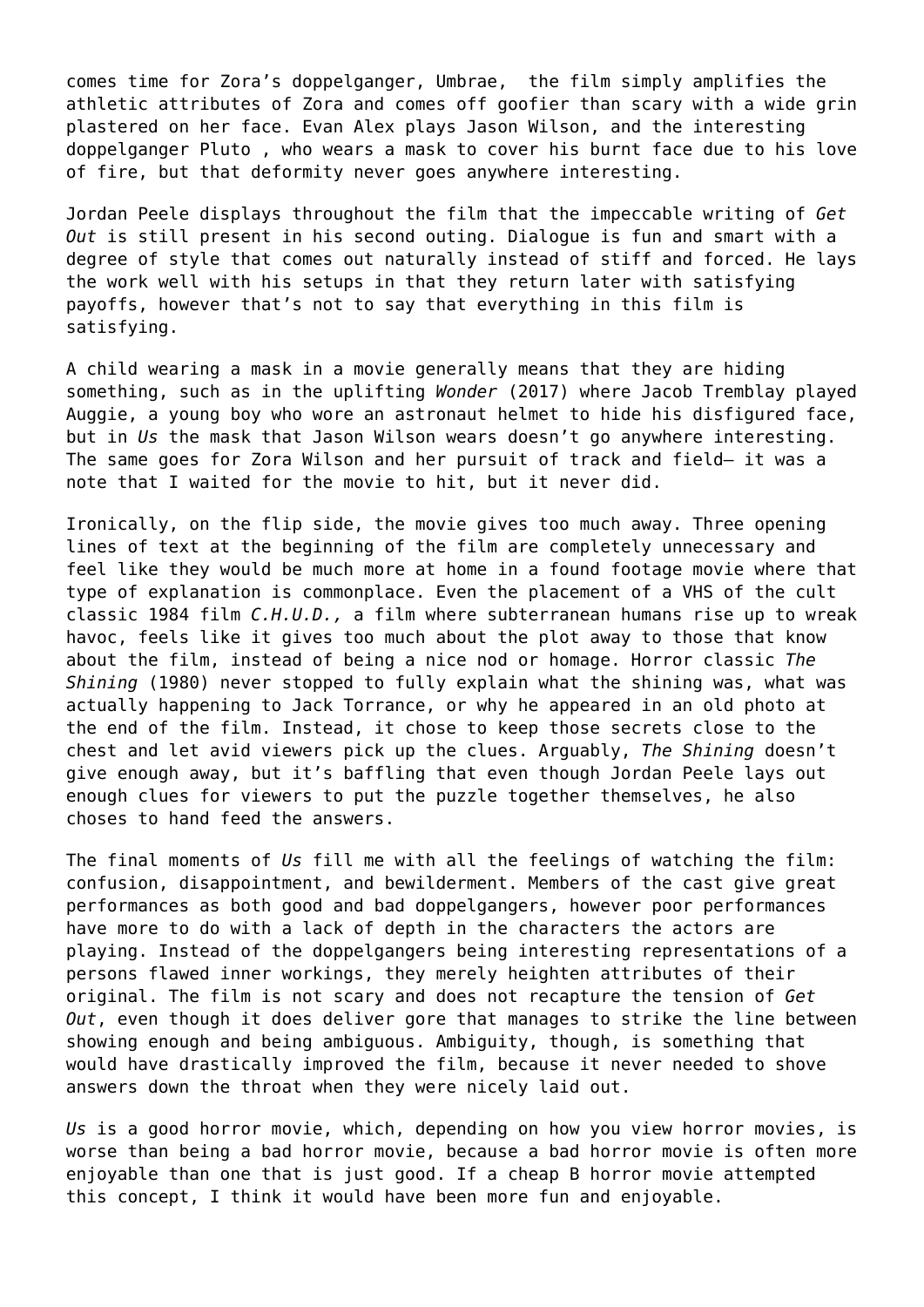comes time for Zora's doppelganger, Umbrae,  the film simply amplifies the athletic attributes of Zora and comes off goofier than scary with a wide grin plastered on her face. Evan Alex plays Jason Wilson, and the interesting doppelganger Pluto , who wears a mask to cover his burnt face due to his love of fire, but that deformity never goes anywhere interesting.

Jordan Peele displays throughout the film that the impeccable writing of *Get Out* is still present in his second outing. Dialogue is fun and smart with a degree of style that comes out naturally instead of stiff and forced. He lays the work well with his setups in that they return later with satisfying payoffs, however that's not to say that everything in this film is satisfying.

A child wearing a mask in a movie generally means that they are hiding something, such as in the uplifting *Wonder* (2017) where Jacob Tremblay played Auggie, a young boy who wore an astronaut helmet to hide his disfigured face, but in *Us* the mask that Jason Wilson wears doesn't go anywhere interesting. The same goes for Zora Wilson and her pursuit of track and field— it was a note that I waited for the movie to hit, but it never did.

Ironically, on the flip side, the movie gives too much away. Three opening lines of text at the beginning of the film are completely unnecessary and feel like they would be much more at home in a found footage movie where that type of explanation is commonplace. Even the placement of a VHS of the cult classic 1984 film *C.H.U.D.,* a film where subterranean humans rise up to wreak havoc, feels like it gives too much about the plot away to those that know about the film, instead of being a nice nod or homage. Horror classic *The Shining* (1980) never stopped to fully explain what the shining was, what was actually happening to Jack Torrance, or why he appeared in an old photo at the end of the film. Instead, it chose to keep those secrets close to the chest and let avid viewers pick up the clues. Arguably, *The Shining* doesn't give enough away, but it's baffling that even though Jordan Peele lays out enough clues for viewers to put the puzzle together themselves, he also choses to hand feed the answers.

The final moments of *Us* fill me with all the feelings of watching the film: confusion, disappointment, and bewilderment. Members of the cast give great performances as both good and bad doppelgangers, however poor performances have more to do with a lack of depth in the characters the actors are playing. Instead of the doppelgangers being interesting representations of a persons flawed inner workings, they merely heighten attributes of their original. The film is not scary and does not recapture the tension of *Get Out*, even though it does deliver gore that manages to strike the line between showing enough and being ambiguous. Ambiguity, though, is something that would have drastically improved the film, because it never needed to shove answers down the throat when they were nicely laid out.

*Us* is a good horror movie, which, depending on how you view horror movies, is worse than being a bad horror movie, because a bad horror movie is often more enjoyable than one that is just good. If a cheap B horror movie attempted this concept, I think it would have been more fun and enjoyable.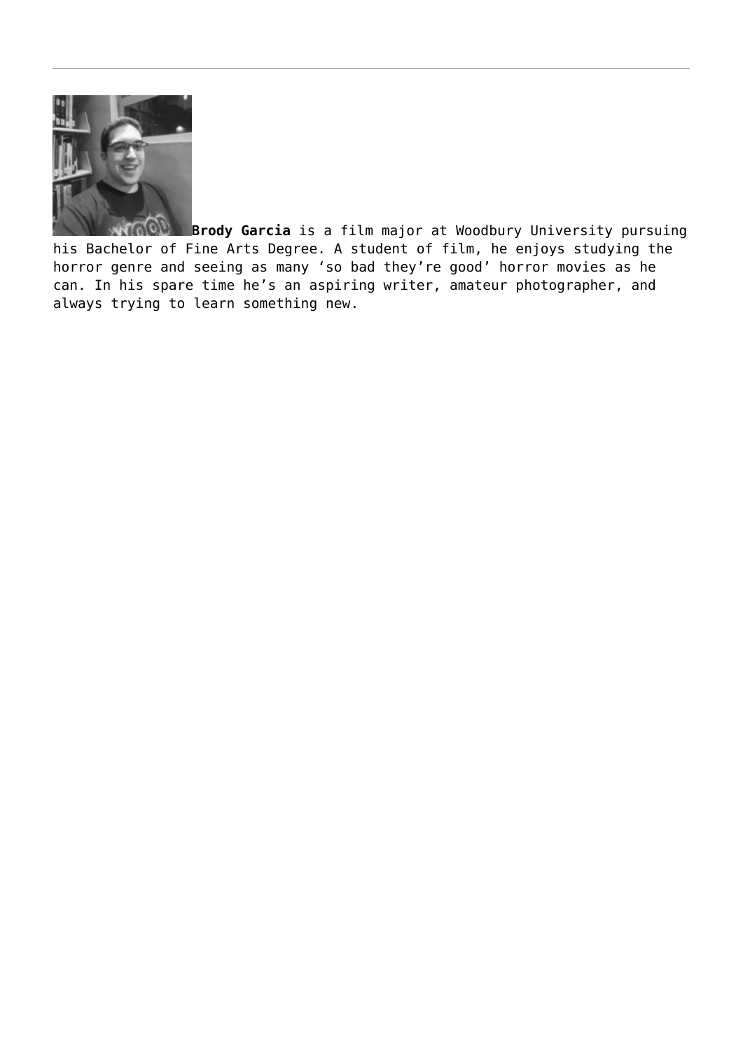**Brody Garcia** is a film major at Woodbury University pursuing his Bachelor of Fine Arts Degree. A student of film, he enjoys studying the horror genre and seeing as many 'so bad they're good' horror movies as he can. In his spare time he's an aspiring writer, amateur photographer, and always trying to learn something new.